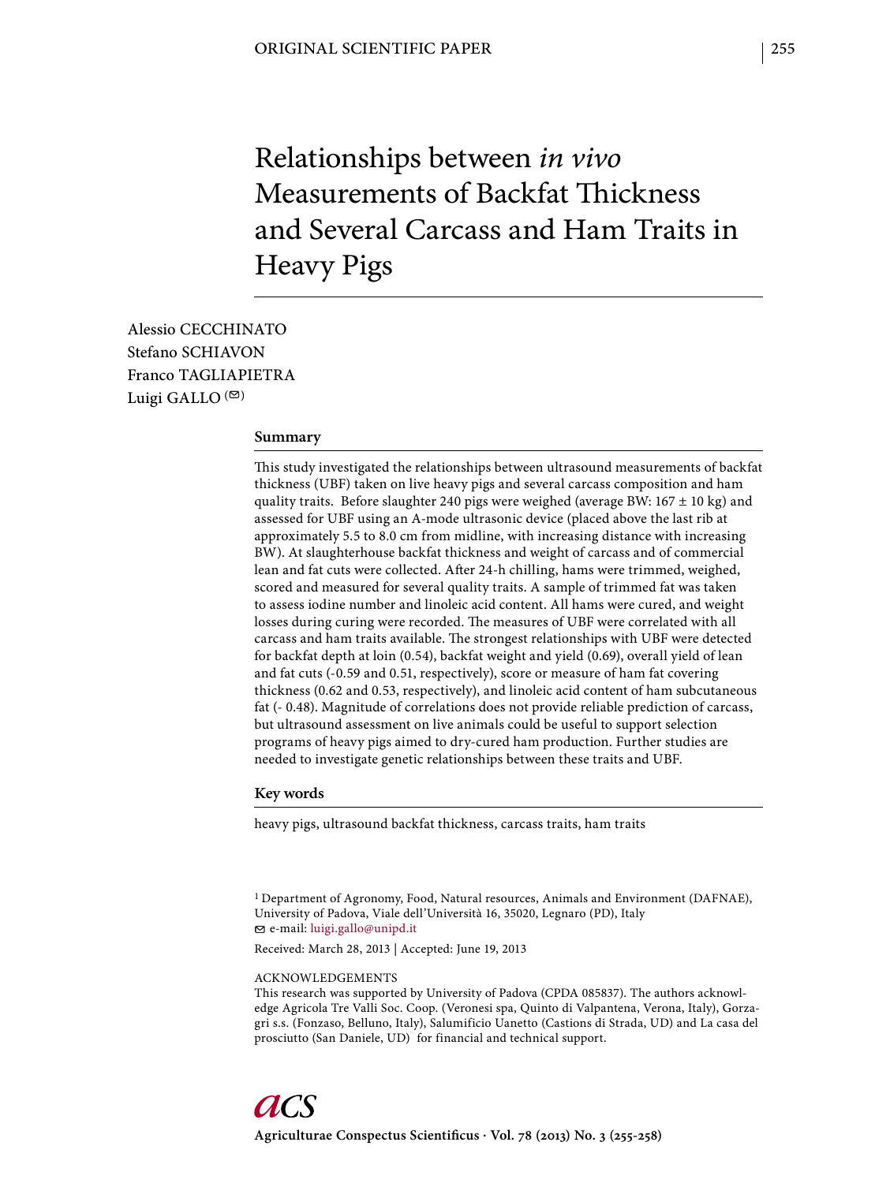ORIGINAL SCIENTIFIC PAPER

# Relationships between *in vivo* Measurements of Backfat Thickness and Several Carcass and Ham Traits in Heavy Pigs

Alessio CECCHINATO
Stefano SCHIAVON
Franco TAGLIAPIETRA
Luigi GALLO (✉)

## Summary

This study investigated the relationships between ultrasound measurements of backfat thickness (UBF) taken on live heavy pigs and several carcass composition and ham quality traits. Before slaughter 240 pigs were weighed (average BW: 167 ± 10 kg) and assessed for UBF using an A-mode ultrasonic device (placed above the last rib at approximately 5.5 to 8.0 cm from midline, with increasing distance with increasing BW). At slaughterhouse backfat thickness and weight of carcass and of commercial lean and fat cuts were collected. After 24-h chilling, hams were trimmed, weighed, scored and measured for several quality traits. A sample of trimmed fat was taken to assess iodine number and linoleic acid content. All hams were cured, and weight losses during curing were recorded. The measures of UBF were correlated with all carcass and ham traits available. The strongest relationships with UBF were detected for backfat depth at loin (0.54), backfat weight and yield (0.69), overall yield of lean and fat cuts (-0.59 and 0.51, respectively), score or measure of ham fat covering thickness (0.62 and 0.53, respectively), and linoleic acid content of ham subcutaneous fat (- 0.48). Magnitude of correlations does not provide reliable prediction of carcass, but ultrasound assessment on live animals could be useful to support selection programs of heavy pigs aimed to dry-cured ham production. Further studies are needed to investigate genetic relationships between these traits and UBF.

## Key words

heavy pigs, ultrasound backfat thickness, carcass traits, ham traits

[1] Department of Agronomy, Food, Natural resources, Animals and Environment (DAFNAE), University of Padova, Viale dell'Università 16, 35020, Legnaro (PD), Italy
✉ e-mail: luigi.gallo@unipd.it

Received: March 28, 2013 | Accepted: June 19, 2013

ACKNOWLEDGEMENTS
This research was supported by University of Padova (CPDA 085837). The authors acknowledge Agricola Tre Valli Soc. Coop. (Veronesi spa, Quinto di Valpantena, Verona, Italy), Gorzagri s.s. (Fonzaso, Belluno, Italy), Salumificio Uanetto (Castions di Strada, UD) and La casa del prosciutto (San Daniele, UD) for financial and technical support.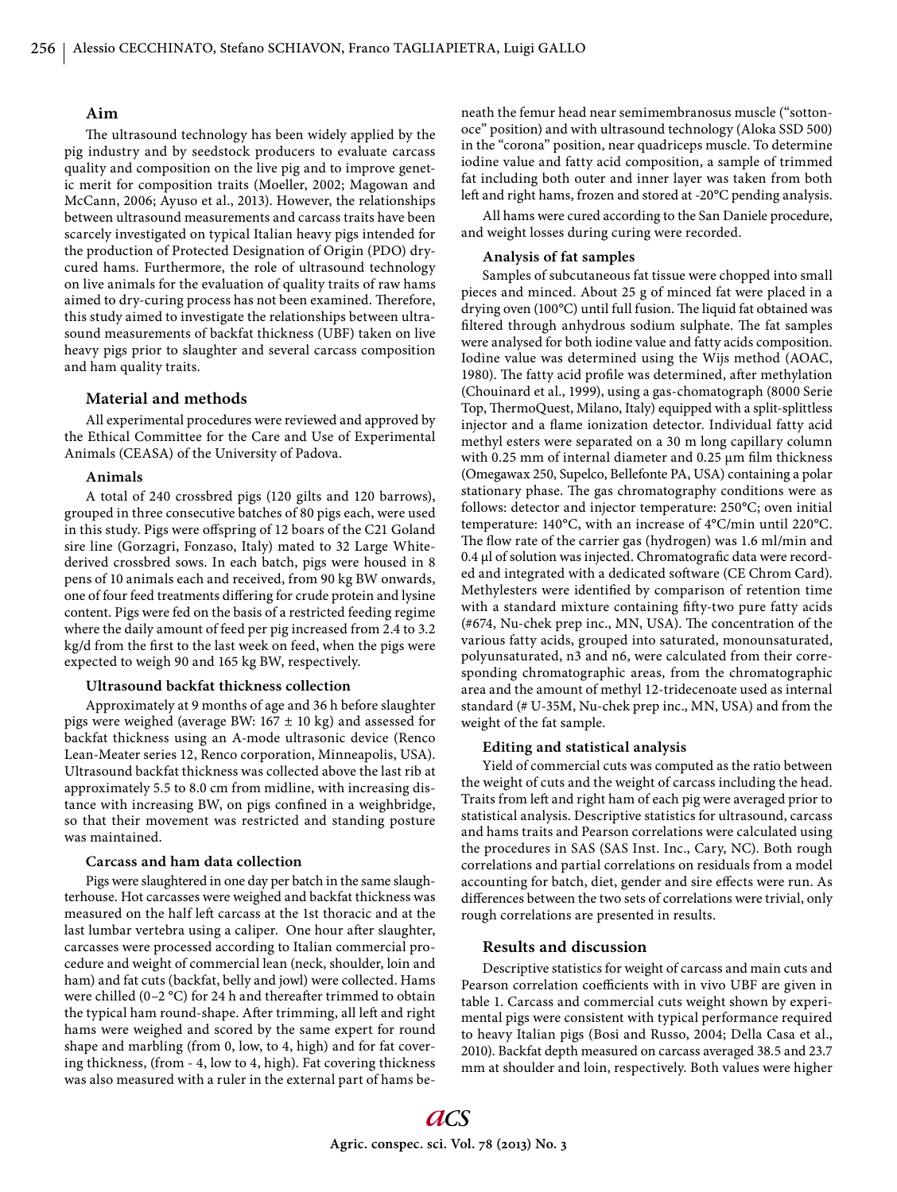## Aim

The ultrasound technology has been widely applied by the pig industry and by seedstock producers to evaluate carcass quality and composition on the live pig and to improve genetic merit for composition traits (Moeller, 2002; Magowan and McCann, 2006; Ayuso et al., 2013). However, the relationships between ultrasound measurements and carcass traits have been scarcely investigated on typical Italian heavy pigs intended for the production of Protected Designation of Origin (PDO) dry-cured hams. Furthermore, the role of ultrasound technology on live animals for the evaluation of quality traits of raw hams aimed to dry-curing process has not been examined. Therefore, this study aimed to investigate the relationships between ultrasound measurements of backfat thickness (UBF) taken on live heavy pigs prior to slaughter and several carcass composition and ham quality traits.

## Material and methods

All experimental procedures were reviewed and approved by the Ethical Committee for the Care and Use of Experimental Animals (CEASA) of the University of Padova.

### Animals

A total of 240 crossbred pigs (120 gilts and 120 barrows), grouped in three consecutive batches of 80 pigs each, were used in this study. Pigs were offspring of 12 boars of the C21 Goland sire line (Gorzagri, Fonzaso, Italy) mated to 32 Large White-derived crossbred sows. In each batch, pigs were housed in 8 pens of 10 animals each and received, from 90 kg BW onwards, one of four feed treatments differing for crude protein and lysine content. Pigs were fed on the basis of a restricted feeding regime where the daily amount of feed per pig increased from 2.4 to 3.2 kg/d from the first to the last week on feed, when the pigs were expected to weigh 90 and 165 kg BW, respectively.

### Ultrasound backfat thickness collection

Approximately at 9 months of age and 36 h before slaughter pigs were weighed (average BW: 167 ± 10 kg) and assessed for backfat thickness using an A-mode ultrasonic device (Renco Lean-Meater series 12, Renco corporation, Minneapolis, USA). Ultrasound backfat thickness was collected above the last rib at approximately 5.5 to 8.0 cm from midline, with increasing distance with increasing BW, on pigs confined in a weighbridge, so that their movement was restricted and standing posture was maintained.

### Carcass and ham data collection

Pigs were slaughtered in one day per batch in the same slaughterhouse. Hot carcasses were weighed and backfat thickness was measured on the half left carcass at the 1st thoracic and at the last lumbar vertebra using a caliper. One hour after slaughter, carcasses were processed according to Italian commercial procedure and weight of commercial lean (neck, shoulder, loin and ham) and fat cuts (backfat, belly and jowl) were collected. Hams were chilled (0–2 °C) for 24 h and thereafter trimmed to obtain the typical ham round-shape. After trimming, all left and right hams were weighed and scored by the same expert for round shape and marbling (from 0, low, to 4, high) and for fat covering thickness, (from - 4, low to 4, high). Fat covering thickness was also measured with a ruler in the external part of hams beneath the femur head near semimembranosus muscle ("sottonoce" position) and with ultrasound technology (Aloka SSD 500) in the "corona" position, near quadriceps muscle. To determine iodine value and fatty acid composition, a sample of trimmed fat including both outer and inner layer was taken from both left and right hams, frozen and stored at -20°C pending analysis.

All hams were cured according to the San Daniele procedure, and weight losses during curing were recorded.

### Analysis of fat samples

Samples of subcutaneous fat tissue were chopped into small pieces and minced. About 25 g of minced fat were placed in a drying oven (100°C) until full fusion. The liquid fat obtained was filtered through anhydrous sodium sulphate. The fat samples were analysed for both iodine value and fatty acids composition. Iodine value was determined using the Wijs method (AOAC, 1980). The fatty acid profile was determined, after methylation (Chouinard et al., 1999), using a gas-chomatograph (8000 Serie Top, ThermoQuest, Milano, Italy) equipped with a split-splittless injector and a flame ionization detector. Individual fatty acid methyl esters were separated on a 30 m long capillary column with 0.25 mm of internal diameter and 0.25 µm film thickness (Omegawax 250, Supelco, Bellefonte PA, USA) containing a polar stationary phase. The gas chromatography conditions were as follows: detector and injector temperature: 250°C; oven initial temperature: 140°C, with an increase of 4°C/min until 220°C. The flow rate of the carrier gas (hydrogen) was 1.6 ml/min and 0.4 µl of solution was injected. Chromatografic data were recorded and integrated with a dedicated software (CE Chrom Card). Methylesters were identified by comparison of retention time with a standard mixture containing fifty-two pure fatty acids (#674, Nu-chek prep inc., MN, USA). The concentration of the various fatty acids, grouped into saturated, monounsaturated, polyunsaturated, n3 and n6, were calculated from their corresponding chromatographic areas, from the chromatographic area and the amount of methyl 12-tridecenoate used as internal standard (# U-35M, Nu-chek prep inc., MN, USA) and from the weight of the fat sample.

### Editing and statistical analysis

Yield of commercial cuts was computed as the ratio between the weight of cuts and the weight of carcass including the head. Traits from left and right ham of each pig were averaged prior to statistical analysis. Descriptive statistics for ultrasound, carcass and hams traits and Pearson correlations were calculated using the procedures in SAS (SAS Inst. Inc., Cary, NC). Both rough correlations and partial correlations on residuals from a model accounting for batch, diet, gender and sire effects were run. As differences between the two sets of correlations were trivial, only rough correlations are presented in results.

## Results and discussion

Descriptive statistics for weight of carcass and main cuts and Pearson correlation coefficients with in vivo UBF are given in table 1. Carcass and commercial cuts weight shown by experimental pigs were consistent with typical performance required to heavy Italian pigs (Bosi and Russo, 2004; Della Casa et al., 2010). Backfat depth measured on carcass averaged 38.5 and 23.7 mm at shoulder and loin, respectively. Both values were higher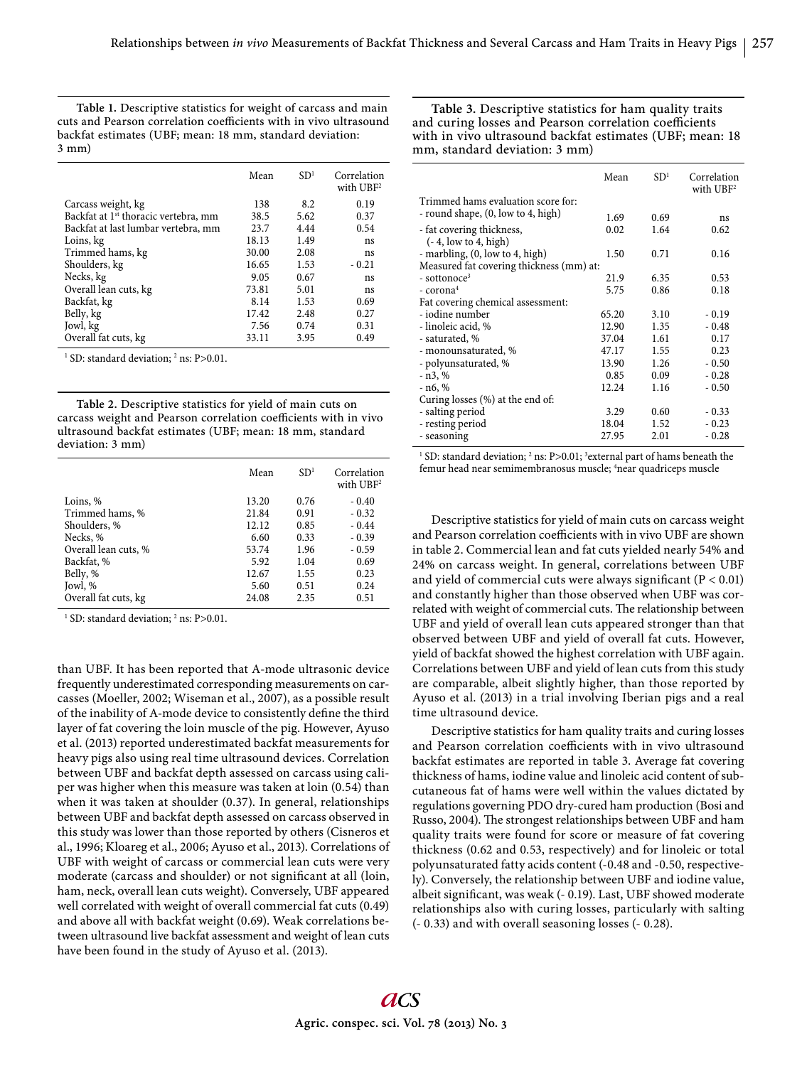**Table 1.** Descriptive statistics for weight of carcass and main cuts and Pearson correlation coefficients with in vivo ultrasound backfat estimates (UBF; mean: 18 mm, standard deviation: 3 mm)

| | Mean | SD[1] | Correlation with UBF[2] |
|---|---|---|---|
| Carcass weight, kg | 138 | 8.2 | 0.19 |
| Backfat at 1st thoracic vertebra, mm | 38.5 | 5.62 | 0.37 |
| Backfat at last lumbar vertebra, mm | 23.7 | 4.44 | 0.54 |
| Loins, kg | 18.13 | 1.49 | ns |
| Trimmed hams, kg | 30.00 | 2.08 | ns |
| Shoulders, kg | 16.65 | 1.53 | - 0.21 |
| Necks, kg | 9.05 | 0.67 | ns |
| Overall lean cuts, kg | 73.81 | 5.01 | ns |
| Backfat, kg | 8.14 | 1.53 | 0.69 |
| Belly, kg | 17.42 | 2.48 | 0.27 |
| Jowl, kg | 7.56 | 0.74 | 0.31 |
| Overall fat cuts, kg | 33.11 | 3.95 | 0.49 |

[1] SD: standard deviation; [2] ns: P>0.01.

**Table 2.** Descriptive statistics for yield of main cuts on carcass weight and Pearson correlation coefficients with in vivo ultrasound backfat estimates (UBF; mean: 18 mm, standard deviation: 3 mm)

| | Mean | SD[1] | Correlation with UBF[2] |
|---|---|---|---|
| Loins, % | 13.20 | 0.76 | - 0.40 |
| Trimmed hams, % | 21.84 | 0.91 | - 0.32 |
| Shoulders, % | 12.12 | 0.85 | - 0.44 |
| Necks, % | 6.60 | 0.33 | - 0.39 |
| Overall lean cuts, % | 53.74 | 1.96 | - 0.59 |
| Backfat, % | 5.92 | 1.04 | 0.69 |
| Belly, % | 12.67 | 1.55 | 0.23 |
| Jowl, % | 5.60 | 0.51 | 0.24 |
| Overall fat cuts, kg | 24.08 | 2.35 | 0.51 |

[1] SD: standard deviation; [2] ns: P>0.01.

than UBF. It has been reported that A-mode ultrasonic device frequently underestimated corresponding measurements on carcasses (Moeller, 2002; Wiseman et al., 2007), as a possible result of the inability of A-mode device to consistently define the third layer of fat covering the loin muscle of the pig. However, Ayuso et al. (2013) reported underestimated backfat measurements for heavy pigs also using real time ultrasound devices. Correlation between UBF and backfat depth assessed on carcass using caliper was higher when this measure was taken at loin (0.54) than when it was taken at shoulder (0.37). In general, relationships between UBF and backfat depth assessed on carcass observed in this study was lower than those reported by others (Cisneros et al., 1996; Kloareg et al., 2006; Ayuso et al., 2013). Correlations of UBF with weight of carcass or commercial lean cuts were very moderate (carcass and shoulder) or not significant at all (loin, ham, neck, overall lean cuts weight). Conversely, UBF appeared well correlated with weight of overall commercial fat cuts (0.49) and above all with backfat weight (0.69). Weak correlations between ultrasound live backfat assessment and weight of lean cuts have been found in the study of Ayuso et al. (2013).

**Table 3.** Descriptive statistics for ham quality traits and curing losses and Pearson correlation coefficients with in vivo ultrasound backfat estimates (UBF; mean: 18 mm, standard deviation: 3 mm)

| | Mean | SD[1] | Correlation with UBF[2] |
|---|---|---|---|
| Trimmed hams evaluation score for: | | | |
| - round shape, (0, low to 4, high) | 1.69 | 0.69 | ns |
| - fat covering thickness, (- 4, low to 4, high) | 0.02 | 1.64 | 0.62 |
| - marbling, (0, low to 4, high) | 1.50 | 0.71 | 0.16 |
| Measured fat covering thickness (mm) at: | | | |
| - sottonoce[3] | 21.9 | 6.35 | 0.53 |
| - corona[4] | 5.75 | 0.86 | 0.18 |
| Fat covering chemical assessment: | | | |
| - iodine number | 65.20 | 3.10 | - 0.19 |
| - linoleic acid, % | 12.90 | 1.35 | - 0.48 |
| - saturated, % | 37.04 | 1.61 | 0.17 |
| - monounsaturated, % | 47.17 | 1.55 | 0.23 |
| - polyunsaturated, % | 13.90 | 1.26 | - 0.50 |
| - n3, % | 0.85 | 0.09 | - 0.28 |
| - n6, % | 12.24 | 1.16 | - 0.50 |
| Curing losses (%) at the end of: | | | |
| - salting period | 3.29 | 0.60 | - 0.33 |
| - resting period | 18.04 | 1.52 | - 0.23 |
| - seasoning | 27.95 | 2.01 | - 0.28 |

[1] SD: standard deviation; [2] ns: P>0.01; [3] external part of hams beneath the femur head near semimembranosus muscle; [4] near quadriceps muscle

Descriptive statistics for yield of main cuts on carcass weight and Pearson correlation coefficients with in vivo UBF are shown in table 2. Commercial lean and fat cuts yielded nearly 54% and 24% on carcass weight. In general, correlations between UBF and yield of commercial cuts were always significant (P < 0.01) and constantly higher than those observed when UBF was correlated with weight of commercial cuts. The relationship between UBF and yield of overall lean cuts appeared stronger than that observed between UBF and yield of overall fat cuts. However, yield of backfat showed the highest correlation with UBF again. Correlations between UBF and yield of lean cuts from this study are comparable, albeit slightly higher, than those reported by Ayuso et al. (2013) in a trial involving Iberian pigs and a real time ultrasound device.

Descriptive statistics for ham quality traits and curing losses and Pearson correlation coefficients with in vivo ultrasound backfat estimates are reported in table 3. Average fat covering thickness of hams, iodine value and linoleic acid content of subcutaneous fat of hams were well within the values dictated by regulations governing PDO dry-cured ham production (Bosi and Russo, 2004). The strongest relationships between UBF and ham quality traits were found for score or measure of fat covering thickness (0.62 and 0.53, respectively) and for linoleic or total polyunsaturated fatty acids content (-0.48 and -0.50, respectively). Conversely, the relationship between UBF and iodine value, albeit significant, was weak (- 0.19). Last, UBF showed moderate relationships also with curing losses, particularly with salting (- 0.33) and with overall seasoning losses (- 0.28).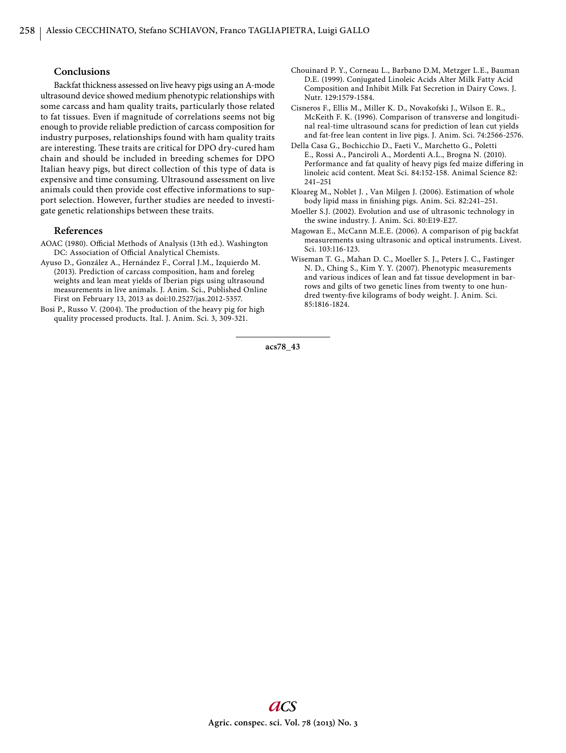## Conclusions

Backfat thickness assessed on live heavy pigs using an A-mode ultrasound device showed medium phenotypic relationships with some carcass and ham quality traits, particularly those related to fat tissues. Even if magnitude of correlations seems not big enough to provide reliable prediction of carcass composition for industry purposes, relationships found with ham quality traits are interesting. These traits are critical for DPO dry-cured ham chain and should be included in breeding schemes for DPO Italian heavy pigs, but direct collection of this type of data is expensive and time consuming. Ultrasound assessment on live animals could then provide cost effective informations to support selection. However, further studies are needed to investigate genetic relationships between these traits.

## References

AOAC (1980). Official Methods of Analysis (13th ed.). Washington DC: Association of Official Analytical Chemists.

Ayuso D., González A., Hernández F., Corral J.M., Izquierdo M. (2013). Prediction of carcass composition, ham and foreleg weights and lean meat yields of Iberian pigs using ultrasound measurements in live animals. J. Anim. Sci., Published Online First on February 13, 2013 as doi:10.2527/jas.2012-5357.

Bosi P., Russo V. (2004). The production of the heavy pig for high quality processed products. Ital. J. Anim. Sci. 3, 309-321.

Chouinard P. Y., Corneau L., Barbano D.M, Metzger L.E., Bauman D.E. (1999). Conjugated Linoleic Acids Alter Milk Fatty Acid Composition and Inhibit Milk Fat Secretion in Dairy Cows. J. Nutr. 129:1579-1584.

Cisneros F., Ellis M., Miller K. D., Novakofski J., Wilson E. R., McKeith F. K. (1996). Comparison of transverse and longitudinal real-time ultrasound scans for prediction of lean cut yields and fat-free lean content in live pigs. J. Anim. Sci. 74:2566-2576.

Della Casa G., Bochicchio D., Faeti V., Marchetto G., Poletti E., Rossi A., Panciroli A., Mordenti A.L., Brogna N. (2010). Performance and fat quality of heavy pigs fed maize differing in linoleic acid content. Meat Sci. 84:152-158. Animal Science 82: 241–251

Kloareg M., Noblet J. , Van Milgen J. (2006). Estimation of whole body lipid mass in finishing pigs. Anim. Sci. 82:241–251.

Moeller S.J. (2002). Evolution and use of ultrasonic technology in the swine industry. J. Anim. Sci. 80:E19-E27.

Magowan E., McCann M.E.E. (2006). A comparison of pig backfat measurements using ultrasonic and optical instruments. Livest. Sci. 103:116-123.

Wiseman T. G., Mahan D. C., Moeller S. J., Peters J. C., Fastinger N. D., Ching S., Kim Y. Y. (2007). Phenotypic measurements and various indices of lean and fat tissue development in barrows and gilts of two genetic lines from twenty to one hundred twenty-five kilograms of body weight. J. Anim. Sci. 85:1816-1824.

acs78_43